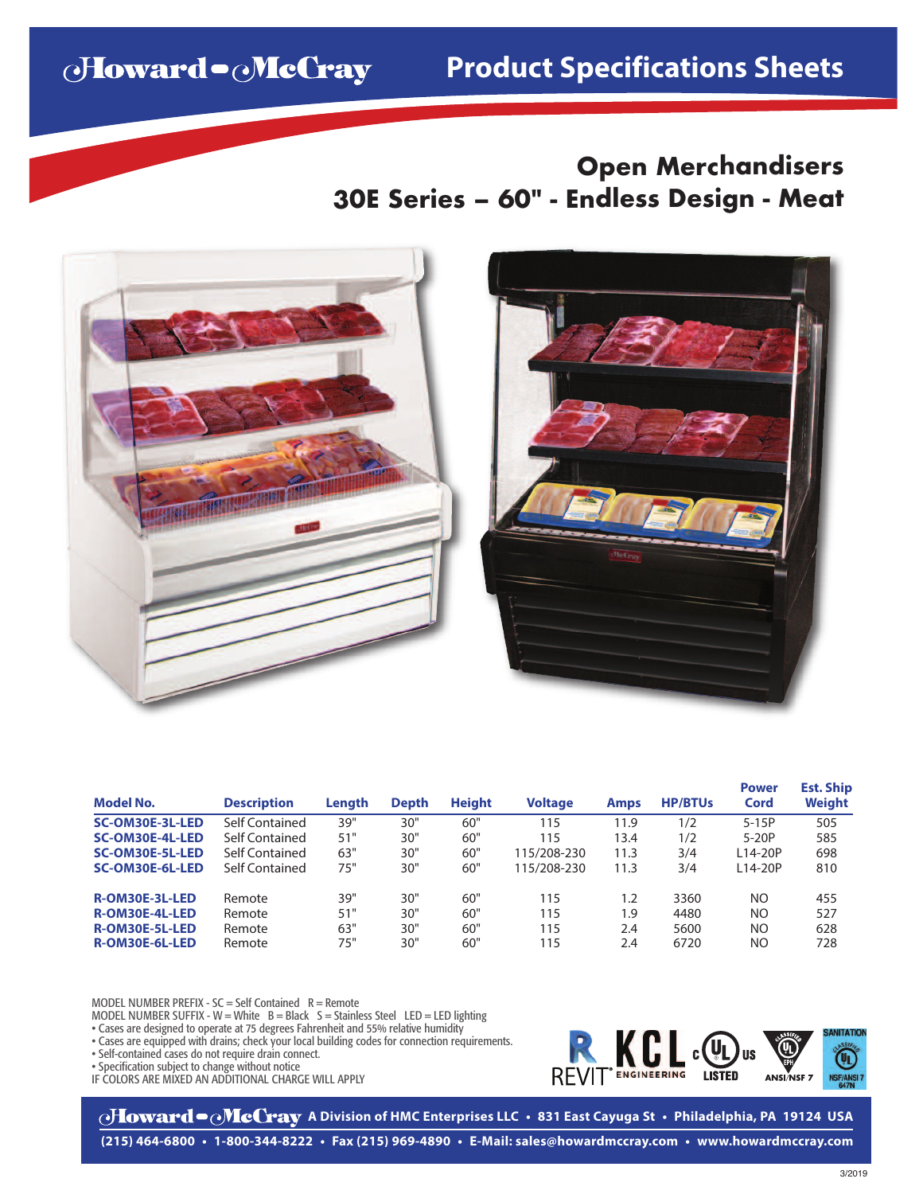# Howard-McCray Product Specifications Sheets

## Open Merchandisers
## 30E Series – 60" - Endless Design - Meat

| Model No. | Description | Length | Depth | Height | Voltage | Amps | HP/BTUs | Power Cord | Est. Ship Weight |
|---|---|---|---|---|---|---|---|---|---|
| **SC-OM30E-3L-LED** | Self Contained | 39" | 30" | 60" | 115 | 11.9 | 1/2 | 5-15P | 505 |
| **SC-OM30E-4L-LED** | Self Contained | 51" | 30" | 60" | 115 | 13.4 | 1/2 | 5-20P | 585 |
| **SC-OM30E-5L-LED** | Self Contained | 63" | 30" | 60" | 115/208-230 | 11.3 | 3/4 | L14-20P | 698 |
| **SC-OM30E-6L-LED** | Self Contained | 75" | 30" | 60" | 115/208-230 | 11.3 | 3/4 | L14-20P | 810 |
| **R-OM30E-3L-LED** | Remote | 39" | 30" | 60" | 115 | 1.2 | 3360 | NO | 455 |
| **R-OM30E-4L-LED** | Remote | 51" | 30" | 60" | 115 | 1.9 | 4480 | NO | 527 |
| **R-OM30E-5L-LED** | Remote | 63" | 30" | 60" | 115 | 2.4 | 5600 | NO | 628 |
| **R-OM30E-6L-LED** | Remote | 75" | 30" | 60" | 115 | 2.4 | 6720 | NO | 728 |

MODEL NUMBER PREFIX - SC = Self Contained R = Remote
MODEL NUMBER SUFFIX - W = White B = Black S = Stainless Steel LED = LED lighting

- Cases are designed to operate at 75 degrees Fahrenheit and 55% relative humidity
- Cases are equipped with drains; check your local building codes for connection requirements.
- Self-contained cases do not require drain connect.
- Specification subject to change without notice

IF COLORS ARE MIXED AN ADDITIONAL CHARGE WILL APPLY

REVIT® KCL ENGINEERING c UL us LISTED ANSI/NSF 7 SANITATION NSF/ANSI 7

**Howard-McCray A Division of HMC Enterprises LLC • 831 East Cayuga St • Philadelphia, PA 19124 USA**
**(215) 464-6800 • 1-800-344-8222 • Fax (215) 969-4890 • E-Mail: sales@howardmccray.com • www.howardmccray.com**

3/2019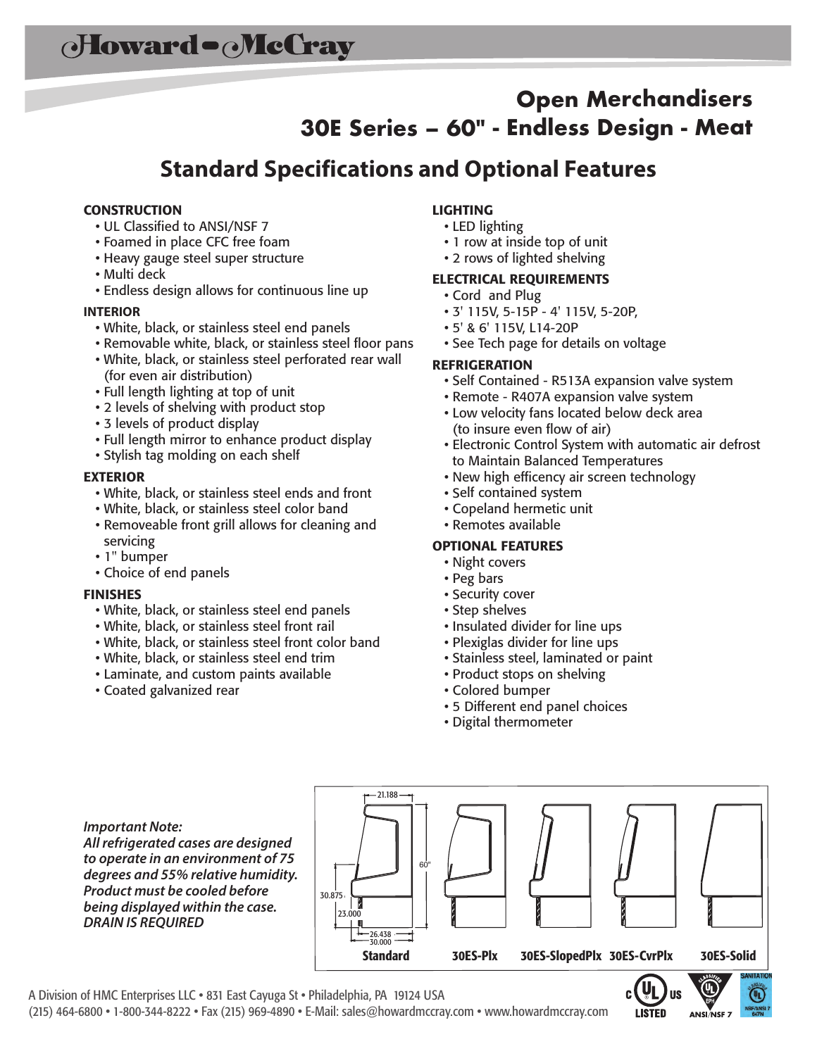# Howard-McCray

## Open Merchandisers

## 30E Series – 60" - Endless Design - Meat

## Standard Specifications and Optional Features

### CONSTRUCTION

- UL Classified to ANSI/NSF 7
- Foamed in place CFC free foam
- Heavy gauge steel super structure
- Multi deck
- Endless design allows for continuous line up

### INTERIOR

- White, black, or stainless steel end panels
- Removable white, black, or stainless steel floor pans
- White, black, or stainless steel perforated rear wall (for even air distribution)
- Full length lighting at top of unit
- 2 levels of shelving with product stop
- 3 levels of product display
- Full length mirror to enhance product display
- Stylish tag molding on each shelf

### EXTERIOR

- White, black, or stainless steel ends and front
- White, black, or stainless steel color band
- Removeable front grill allows for cleaning and servicing
- 1" bumper
- Choice of end panels

### FINISHES

- White, black, or stainless steel end panels
- White, black, or stainless steel front rail
- White, black, or stainless steel front color band
- White, black, or stainless steel end trim
- Laminate, and custom paints available
- Coated galvanized rear

### LIGHTING

- LED lighting
- 1 row at inside top of unit
- 2 rows of lighted shelving

### ELECTRICAL REQUIREMENTS

- Cord and Plug
- 3' 115V, 5-15P - 4' 115V, 5-20P,
- 5' & 6' 115V, L14-20P
- See Tech page for details on voltage

### REFRIGERATION

- Self Contained - R513A expansion valve system
- Remote - R407A expansion valve system
- Low velocity fans located below deck area (to insure even flow of air)
- Electronic Control System with automatic air defrost to Maintain Balanced Temperatures
- New high efficency air screen technology
- Self contained system
- Copeland hermetic unit
- Remotes available

### OPTIONAL FEATURES

- Night covers
- Peg bars
- Security cover
- Step shelves
- Insulated divider for line ups
- Plexiglas divider for line ups
- Stainless steel, laminated or paint
- Product stops on shelving
- Colored bumper
- 5 Different end panel choices
- Digital thermometer

***Important Note:***
***All refrigerated cases are designed to operate in an environment of 75 degrees and 55% relative humidity. Product must be cooled before being displayed within the case. DRAIN IS REQUIRED***

21.188 | 60" | 30.875 | 23.000 | 26.438 | 30.000

**Standard** **30ES-Plx** **30ES-SlopedPlx** **30ES-CvrPlx** **30ES-Solid**

A Division of HMC Enterprises LLC • 831 East Cayuga St • Philadelphia, PA 19124 USA
(215) 464-6800 • 1-800-344-8222 • Fax (215) 969-4890 • E-Mail: sales@howardmccray.com • www.howardmccray.com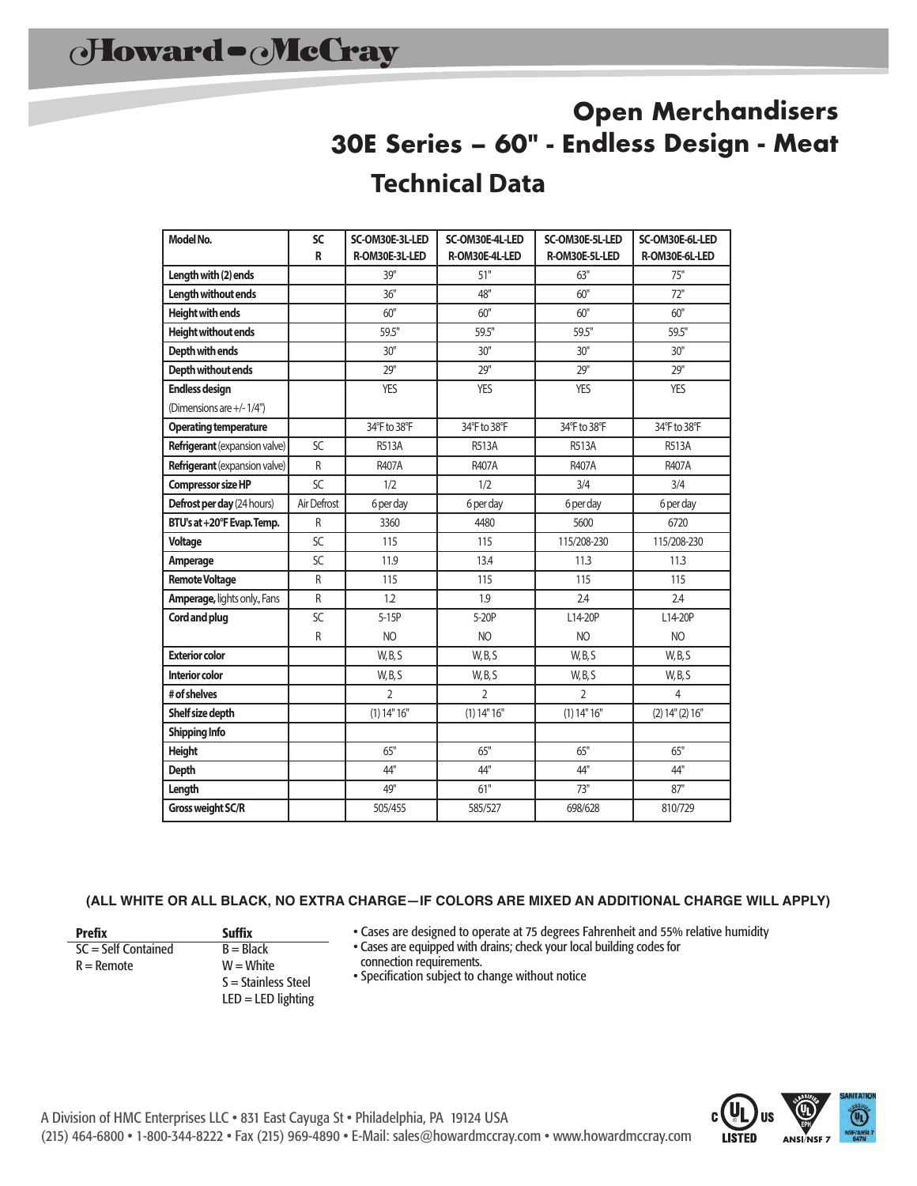Howard-McCray

# Open Merchandisers
# 30E Series – 60" - Endless Design - Meat
## Technical Data

| Model No. | SC<br>R | SC-OM30E-3L-LED<br>R-OM30E-3L-LED | SC-OM30E-4L-LED<br>R-OM30E-4L-LED | SC-OM30E-5L-LED<br>R-OM30E-5L-LED | SC-OM30E-6L-LED<br>R-OM30E-6L-LED |
|---|---|---|---|---|---|
| **Length with (2) ends** | | 39" | 51" | 63" | 75" |
| **Length without ends** | | 36" | 48" | 60" | 72" |
| **Height with ends** | | 60" | 60" | 60" | 60" |
| **Height without ends** | | 59.5" | 59.5" | 59.5" | 59.5" |
| **Depth with ends** | | 30" | 30" | 30" | 30" |
| **Depth without ends** | | 29" | 29" | 29" | 29" |
| **Endless design**<br>(Dimensions are +/- 1/4") | | YES | YES | YES | YES |
| **Operating temperature** | | 34°F to 38°F | 34°F to 38°F | 34°F to 38°F | 34°F to 38°F |
| **Refrigerant** (expansion valve) | SC | R513A | R513A | R513A | R513A |
| **Refrigerant** (expansion valve) | R | R407A | R407A | R407A | R407A |
| **Compressor size HP** | SC | 1/2 | 1/2 | 3/4 | 3/4 |
| **Defrost per day** (24 hours) | Air Defrost | 6 per day | 6 per day | 6 per day | 6 per day |
| **BTU's at +20°F Evap. Temp.** | R | 3360 | 4480 | 5600 | 6720 |
| **Voltage** | SC | 115 | 115 | 115/208-230 | 115/208-230 |
| **Amperage** | SC | 11.9 | 13.4 | 11.3 | 11.3 |
| **Remote Voltage** | R | 115 | 115 | 115 | 115 |
| **Amperage,** lights only., Fans | R | 1.2 | 1.9 | 2.4 | 2.4 |
| **Cord and plug** | SC<br>R | 5-15P<br>NO | 5-20P<br>NO | L14-20P<br>NO | L14-20P<br>NO |
| **Exterior color** | | W, B, S | W, B, S | W, B, S | W, B, S |
| **Interior color** | | W, B, S | W, B, S | W, B, S | W, B, S |
| **# of shelves** | | 2 | 2 | 2 | 4 |
| **Shelf size depth** | | (1) 14" 16" | (1) 14" 16" | (1) 14" 16" | (2) 14" (2) 16" |
| **Shipping Info** | | | | | |
| **Height** | | 65" | 65" | 65" | 65" |
| **Depth** | | 44" | 44" | 44" | 44" |
| **Length** | | 49" | 61" | 73" | 87" |
| **Gross weight SC/R** | | 505/455 | 585/527 | 698/628 | 810/729 |

**(ALL WHITE OR ALL BLACK, NO EXTRA CHARGE—IF COLORS ARE MIXED AN ADDITIONAL CHARGE WILL APPLY)**

| Prefix | Suffix |
|---|---|
| SC = Self Contained | B = Black |
| R = Remote | W = White |
| | S = Stainless Steel |
| | LED = LED lighting |

- Cases are designed to operate at 75 degrees Fahrenheit and 55% relative humidity
- Cases are equipped with drains; check your local building codes for connection requirements.
- Specification subject to change without notice

A Division of HMC Enterprises LLC • 831 East Cayuga St • Philadelphia, PA 19124 USA
(215) 464-6800 • 1-800-344-8222 • Fax (215) 969-4890 • E-Mail: sales@howardmccray.com • www.howardmccray.com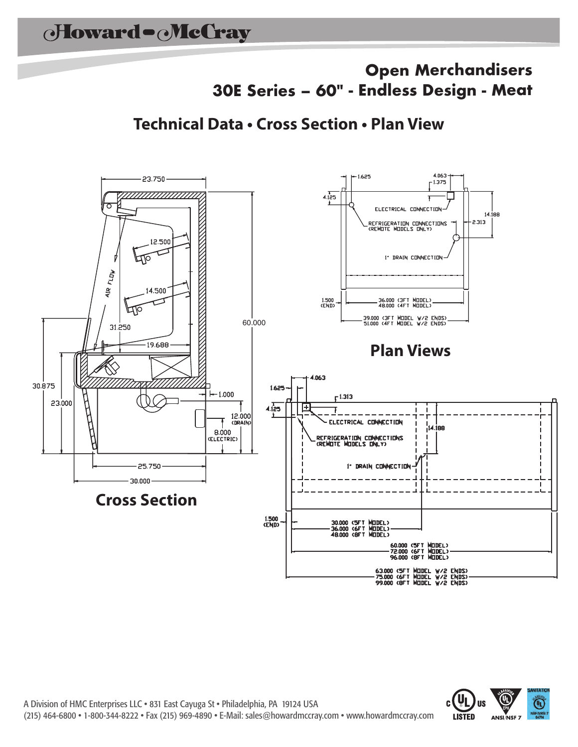# Howard-McCray

## Open Merchandisers
## 30E Series – 60" - Endless Design - Meat

## Technical Data • Cross Section • Plan View

23.750

12.500

AIR FLOW

14.500

31.250

19.688

60.000

30.875

23.000

1.000

12.000 (DRAIN)

8.000 (ELECTRIC)

25.750

30.000

### Cross Section

1.625

4.063

1.375

4.125

ELECTRICAL CONNECTION

14.188

REFRIGERATION CONNECTIONS (REMOTE MODELS ONLY)

2.313

1" DRAIN CONNECTION

1.500 (END)

36.000 (3FT MODEL)
48.000 (4FT MODEL)

39.000 (3FT MODEL W/2 ENDS)
51.000 (4FT MODEL W/2 ENDS)

### Plan Views

1.625

4.063

1.313

4.125

ELECTRICAL CONNECTION

14.188

REFRIGERATION CONNECTIONS (REMOTE MODELS ONLY)

1" DRAIN CONNECTION

1.500 (END)

30.000 (5FT MODEL)
36.000 (6FT MODEL)
48.000 (8FT MODEL)

60.000 (5FT MODEL)
72.000 (6FT MODEL)
96.000 (8FT MODEL)

63.000 (5FT MODEL W/2 ENDS)
75.000 (6FT MODEL W/2 ENDS)
99.000 (8FT MODEL W/2 ENDS)

A Division of HMC Enterprises LLC • 831 East Cayuga St • Philadelphia, PA 19124 USA
(215) 464-6800 • 1-800-344-8222 • Fax (215) 969-4890 • E-Mail: sales@howardmccray.com • www.howardmccray.com

c UL us LISTED

CLASSIFIED UL EPH ANSI/NSF 7

SANITATION NSF/ANSI 7